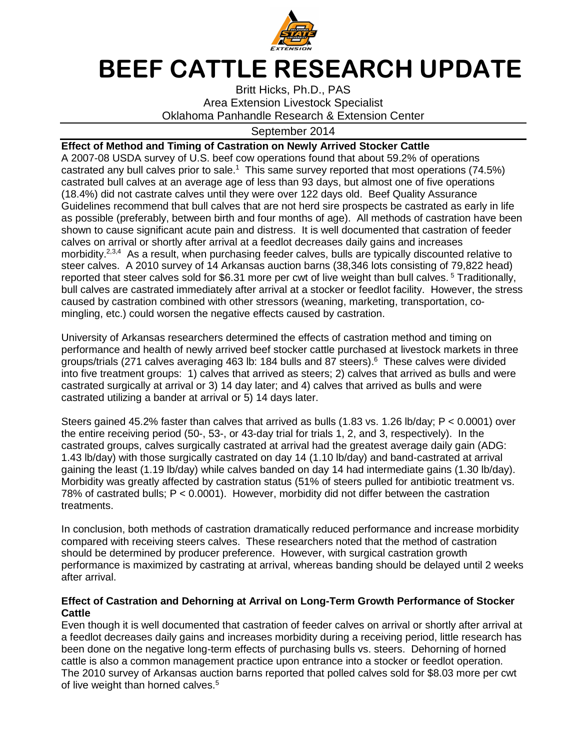# BEEF CATTLE RESEARCH UPDATE

Britt Hicks, Ph.D., PAS
Area Extension Livestock Specialist
Oklahoma Panhandle Research & Extension Center

September 2014

**Effect of Method and Timing of Castration on Newly Arrived Stocker Cattle**

A 2007-08 USDA survey of U.S. beef cow operations found that about 59.2% of operations castrated any bull calves prior to sale.[1] This same survey reported that most operations (74.5%) castrated bull calves at an average age of less than 93 days, but almost one of five operations (18.4%) did not castrate calves until they were over 122 days old. Beef Quality Assurance Guidelines recommend that bull calves that are not herd sire prospects be castrated as early in life as possible (preferably, between birth and four months of age). All methods of castration have been shown to cause significant acute pain and distress. It is well documented that castration of feeder calves on arrival or shortly after arrival at a feedlot decreases daily gains and increases morbidity.[2,3,4] As a result, when purchasing feeder calves, bulls are typically discounted relative to steer calves. A 2010 survey of 14 Arkansas auction barns (38,346 lots consisting of 79,822 head) reported that steer calves sold for $6.31 more per cwt of live weight than bull calves.[5] Traditionally, bull calves are castrated immediately after arrival at a stocker or feedlot facility. However, the stress caused by castration combined with other stressors (weaning, marketing, transportation, co-mingling, etc.) could worsen the negative effects caused by castration.

University of Arkansas researchers determined the effects of castration method and timing on performance and health of newly arrived beef stocker cattle purchased at livestock markets in three groups/trials (271 calves averaging 463 lb: 184 bulls and 87 steers).[6] These calves were divided into five treatment groups: 1) calves that arrived as steers; 2) calves that arrived as bulls and were castrated surgically at arrival or 3) 14 day later; and 4) calves that arrived as bulls and were castrated utilizing a bander at arrival or 5) 14 days later.

Steers gained 45.2% faster than calves that arrived as bulls (1.83 vs. 1.26 lb/day; $P < 0.0001$) over the entire receiving period (50-, 53-, or 43-day trial for trials 1, 2, and 3, respectively). In the castrated groups, calves surgically castrated at arrival had the greatest average daily gain (ADG: 1.43 lb/day) with those surgically castrated on day 14 (1.10 lb/day) and band-castrated at arrival gaining the least (1.19 lb/day) while calves banded on day 14 had intermediate gains (1.30 lb/day). Morbidity was greatly affected by castration status (51% of steers pulled for antibiotic treatment vs. 78% of castrated bulls; $P < 0.0001$). However, morbidity did not differ between the castration treatments.

In conclusion, both methods of castration dramatically reduced performance and increase morbidity compared with receiving steers calves. These researchers noted that the method of castration should be determined by producer preference. However, with surgical castration growth performance is maximized by castrating at arrival, whereas banding should be delayed until 2 weeks after arrival.

**Effect of Castration and Dehorning at Arrival on Long-Term Growth Performance of Stocker Cattle**

Even though it is well documented that castration of feeder calves on arrival or shortly after arrival at a feedlot decreases daily gains and increases morbidity during a receiving period, little research has been done on the negative long-term effects of purchasing bulls vs. steers. Dehorning of horned cattle is also a common management practice upon entrance into a stocker or feedlot operation. The 2010 survey of Arkansas auction barns reported that polled calves sold for $8.03 more per cwt of live weight than horned calves.[5]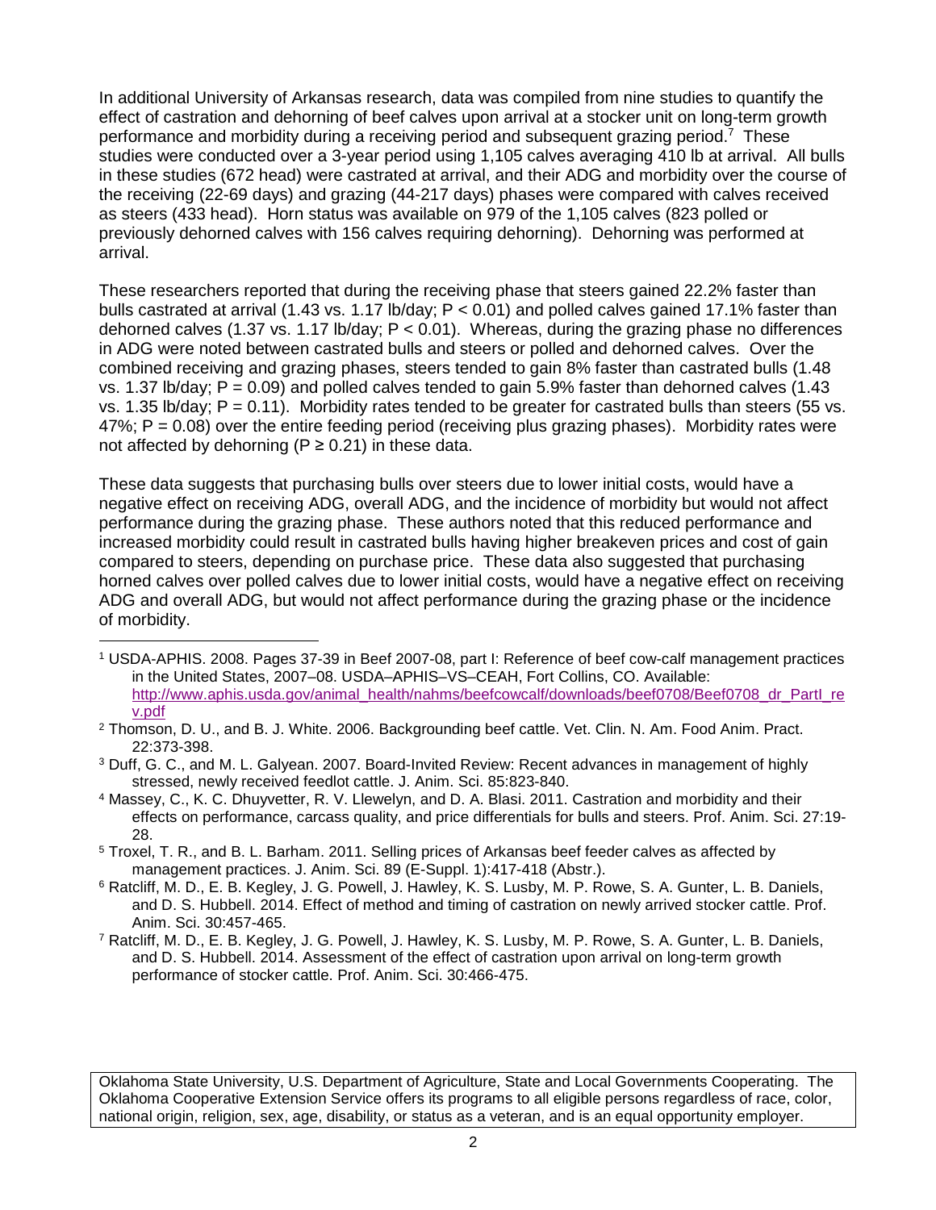In additional University of Arkansas research, data was compiled from nine studies to quantify the effect of castration and dehorning of beef calves upon arrival at a stocker unit on long-term growth performance and morbidity during a receiving period and subsequent grazing period.[7] These studies were conducted over a 3-year period using 1,105 calves averaging 410 lb at arrival. All bulls in these studies (672 head) were castrated at arrival, and their ADG and morbidity over the course of the receiving (22-69 days) and grazing (44-217 days) phases were compared with calves received as steers (433 head). Horn status was available on 979 of the 1,105 calves (823 polled or previously dehorned calves with 156 calves requiring dehorning). Dehorning was performed at arrival.

These researchers reported that during the receiving phase that steers gained 22.2% faster than bulls castrated at arrival (1.43 vs. 1.17 lb/day; $P < 0.01$) and polled calves gained 17.1% faster than dehorned calves (1.37 vs. 1.17 lb/day; $P < 0.01$). Whereas, during the grazing phase no differences in ADG were noted between castrated bulls and steers or polled and dehorned calves. Over the combined receiving and grazing phases, steers tended to gain 8% faster than castrated bulls (1.48 vs. 1.37 lb/day; $P = 0.09$) and polled calves tended to gain 5.9% faster than dehorned calves (1.43 vs. 1.35 lb/day; $P = 0.11$). Morbidity rates tended to be greater for castrated bulls than steers (55 vs. 47%; $P = 0.08$) over the entire feeding period (receiving plus grazing phases). Morbidity rates were not affected by dehorning ($P \geq 0.21$) in these data.

These data suggests that purchasing bulls over steers due to lower initial costs, would have a negative effect on receiving ADG, overall ADG, and the incidence of morbidity but would not affect performance during the grazing phase. These authors noted that this reduced performance and increased morbidity could result in castrated bulls having higher breakeven prices and cost of gain compared to steers, depending on purchase price. These data also suggested that purchasing horned calves over polled calves due to lower initial costs, would have a negative effect on receiving ADG and overall ADG, but would not affect performance during the grazing phase or the incidence of morbidity.

---

[1] USDA-APHIS. 2008. Pages 37-39 in Beef 2007-08, part I: Reference of beef cow-calf management practices in the United States, 2007–08. USDA–APHIS–VS–CEAH, Fort Collins, CO. Available: http://www.aphis.usda.gov/animal_health/nahms/beefcowcalf/downloads/beef0708/Beef0708_dr_PartI_rev.pdf

[2] Thomson, D. U., and B. J. White. 2006. Backgrounding beef cattle. Vet. Clin. N. Am. Food Anim. Pract. 22:373-398.

[3] Duff, G. C., and M. L. Galyean. 2007. Board-Invited Review: Recent advances in management of highly stressed, newly received feedlot cattle. J. Anim. Sci. 85:823-840.

[4] Massey, C., K. C. Dhuyvetter, R. V. Llewelyn, and D. A. Blasi. 2011. Castration and morbidity and their effects on performance, carcass quality, and price differentials for bulls and steers. Prof. Anim. Sci. 27:19-28.

[5] Troxel, T. R., and B. L. Barham. 2011. Selling prices of Arkansas beef feeder calves as affected by management practices. J. Anim. Sci. 89 (E-Suppl. 1):417-418 (Abstr.).

[6] Ratcliff, M. D., E. B. Kegley, J. G. Powell, J. Hawley, K. S. Lusby, M. P. Rowe, S. A. Gunter, L. B. Daniels, and D. S. Hubbell. 2014. Effect of method and timing of castration on newly arrived stocker cattle. Prof. Anim. Sci. 30:457-465.

[7] Ratcliff, M. D., E. B. Kegley, J. G. Powell, J. Hawley, K. S. Lusby, M. P. Rowe, S. A. Gunter, L. B. Daniels, and D. S. Hubbell. 2014. Assessment of the effect of castration upon arrival on long-term growth performance of stocker cattle. Prof. Anim. Sci. 30:466-475.

Oklahoma State University, U.S. Department of Agriculture, State and Local Governments Cooperating. The Oklahoma Cooperative Extension Service offers its programs to all eligible persons regardless of race, color, national origin, religion, sex, age, disability, or status as a veteran, and is an equal opportunity employer.